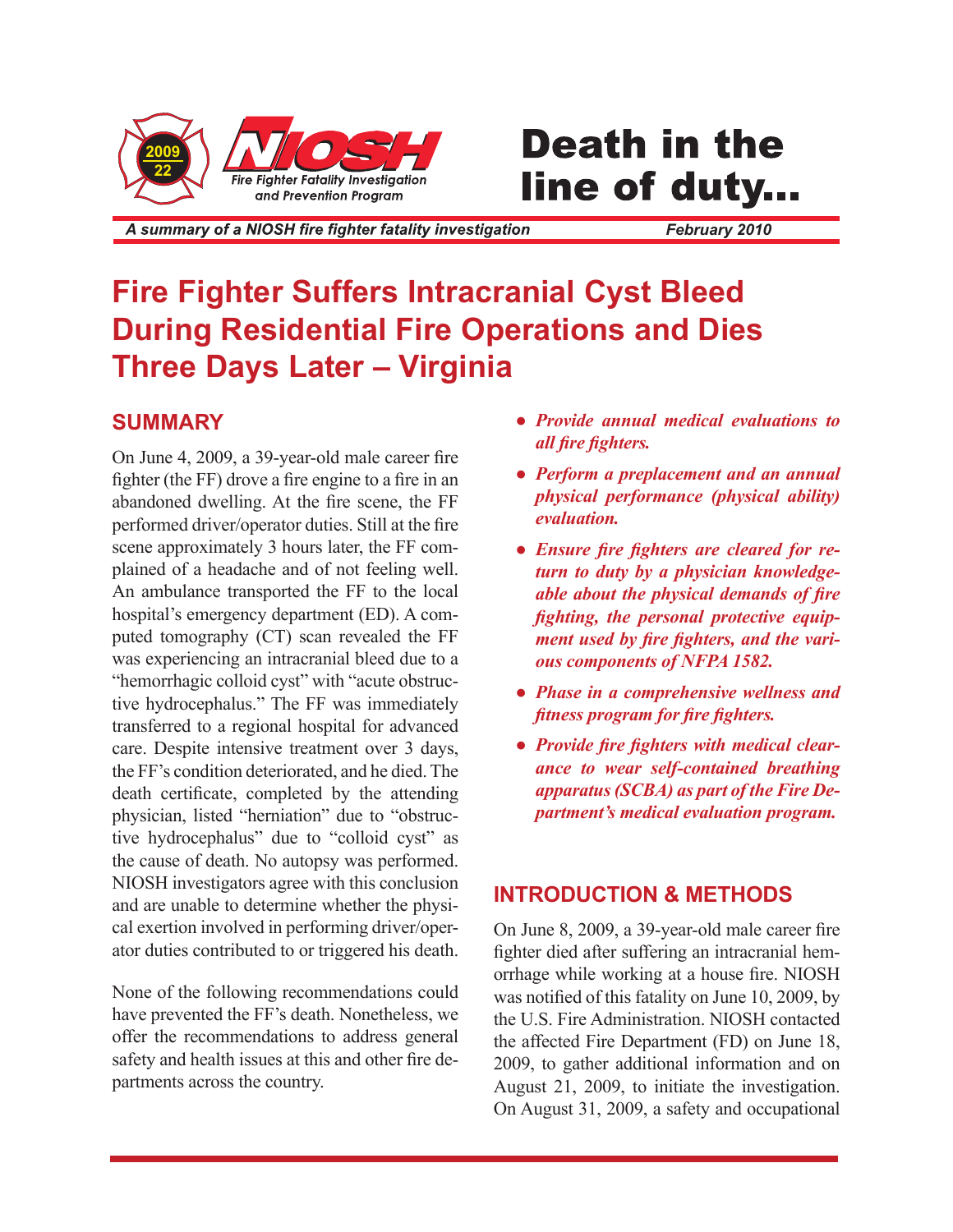2009 22

NIOSH Fire Fighter Fatality Investigation and Prevention Program

# Death in the line of duty...

*A summary of a NIOSH fire fighter fatality investigation* *February 2010*

# Fire Fighter Suffers Intracranial Cyst Bleed During Residential Fire Operations and Dies Three Days Later – Virginia

## SUMMARY

On June 4, 2009, a 39-year-old male career fire fighter (the FF) drove a fire engine to a fire in an abandoned dwelling. At the fire scene, the FF performed driver/operator duties. Still at the fire scene approximately 3 hours later, the FF complained of a headache and of not feeling well. An ambulance transported the FF to the local hospital's emergency department (ED). A computed tomography (CT) scan revealed the FF was experiencing an intracranial bleed due to a "hemorrhagic colloid cyst" with "acute obstructive hydrocephalus." The FF was immediately transferred to a regional hospital for advanced care. Despite intensive treatment over 3 days, the FF's condition deteriorated, and he died. The death certificate, completed by the attending physician, listed "herniation" due to "obstructive hydrocephalus" due to "colloid cyst" as the cause of death. No autopsy was performed. NIOSH investigators agree with this conclusion and are unable to determine whether the physical exertion involved in performing driver/operator duties contributed to or triggered his death.

None of the following recommendations could have prevented the FF's death. Nonetheless, we offer the recommendations to address general safety and health issues at this and other fire departments across the country.

- ***Provide annual medical evaluations to all fire fighters.***
- ***Perform a preplacement and an annual physical performance (physical ability) evaluation.***
- ***Ensure fire fighters are cleared for return to duty by a physician knowledgeable about the physical demands of fire fighting, the personal protective equipment used by fire fighters, and the various components of NFPA 1582.***
- ***Phase in a comprehensive wellness and fitness program for fire fighters.***
- ***Provide fire fighters with medical clearance to wear self-contained breathing apparatus (SCBA) as part of the Fire Department's medical evaluation program.***

## INTRODUCTION & METHODS

On June 8, 2009, a 39-year-old male career fire fighter died after suffering an intracranial hemorrhage while working at a house fire. NIOSH was notified of this fatality on June 10, 2009, by the U.S. Fire Administration. NIOSH contacted the affected Fire Department (FD) on June 18, 2009, to gather additional information and on August 21, 2009, to initiate the investigation. On August 31, 2009, a safety and occupational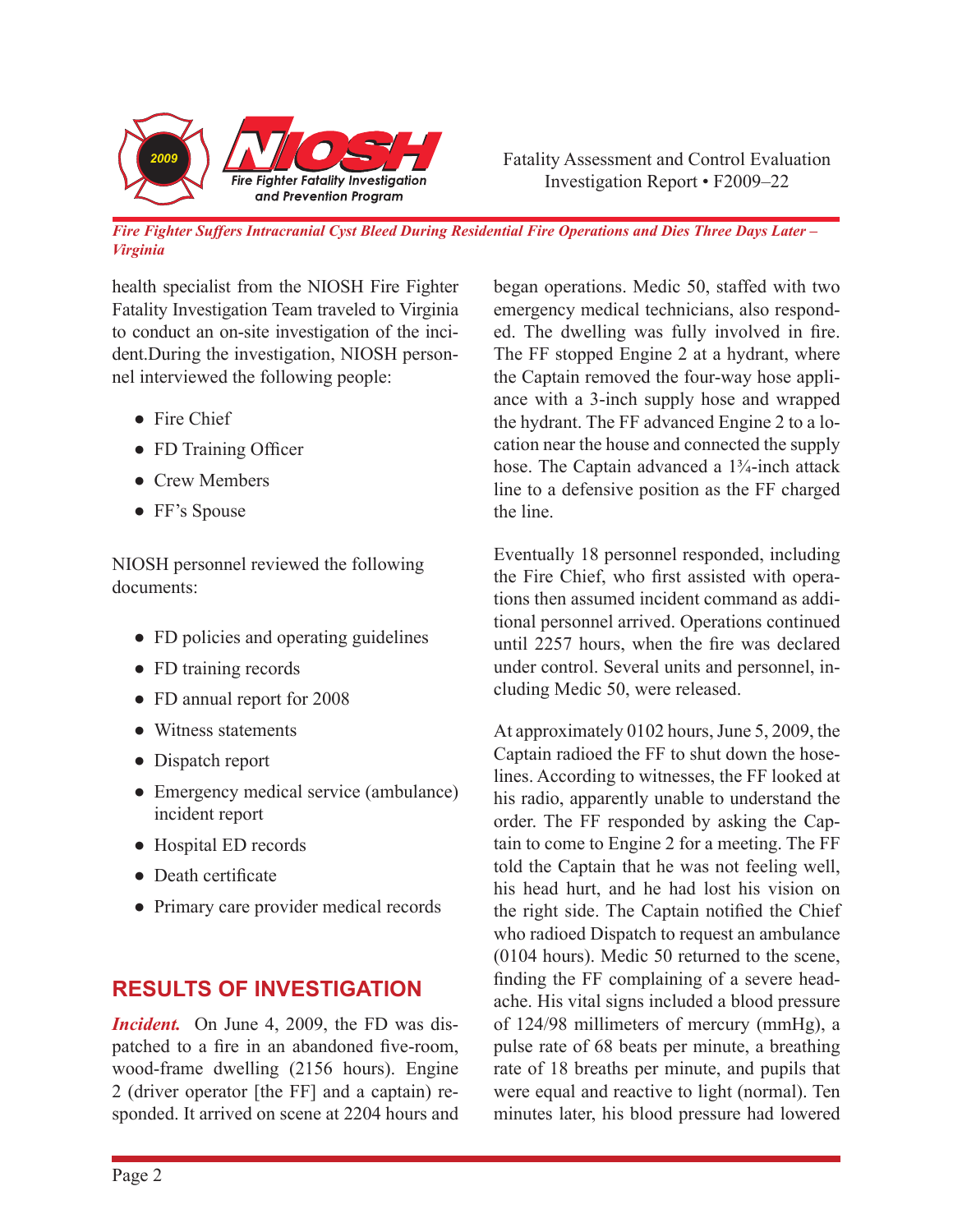health specialist from the NIOSH Fire Fighter Fatality Investigation Team traveled to Virginia to conduct an on-site investigation of the incident.During the investigation, NIOSH personnel interviewed the following people:

- Fire Chief
- FD Training Officer
- Crew Members
- FF's Spouse

NIOSH personnel reviewed the following documents:

- FD policies and operating guidelines
- FD training records
- FD annual report for 2008
- Witness statements
- Dispatch report
- Emergency medical service (ambulance) incident report
- Hospital ED records
- Death certificate
- Primary care provider medical records

## RESULTS OF INVESTIGATION

***Incident.*** On June 4, 2009, the FD was dispatched to a fire in an abandoned five-room, wood-frame dwelling (2156 hours). Engine 2 (driver operator [the FF] and a captain) responded. It arrived on scene at 2204 hours and began operations. Medic 50, staffed with two emergency medical technicians, also responded. The dwelling was fully involved in fire. The FF stopped Engine 2 at a hydrant, where the Captain removed the four-way hose appliance with a 3-inch supply hose and wrapped the hydrant. The FF advanced Engine 2 to a location near the house and connected the supply hose. The Captain advanced a 1¾-inch attack line to a defensive position as the FF charged the line.

Eventually 18 personnel responded, including the Fire Chief, who first assisted with operations then assumed incident command as additional personnel arrived. Operations continued until 2257 hours, when the fire was declared under control. Several units and personnel, including Medic 50, were released.

At approximately 0102 hours, June 5, 2009, the Captain radioed the FF to shut down the hoselines. According to witnesses, the FF looked at his radio, apparently unable to understand the order. The FF responded by asking the Captain to come to Engine 2 for a meeting. The FF told the Captain that he was not feeling well, his head hurt, and he had lost his vision on the right side. The Captain notified the Chief who radioed Dispatch to request an ambulance (0104 hours). Medic 50 returned to the scene, finding the FF complaining of a severe headache. His vital signs included a blood pressure of 124/98 millimeters of mercury (mmHg), a pulse rate of 68 beats per minute, a breathing rate of 18 breaths per minute, and pupils that were equal and reactive to light (normal). Ten minutes later, his blood pressure had lowered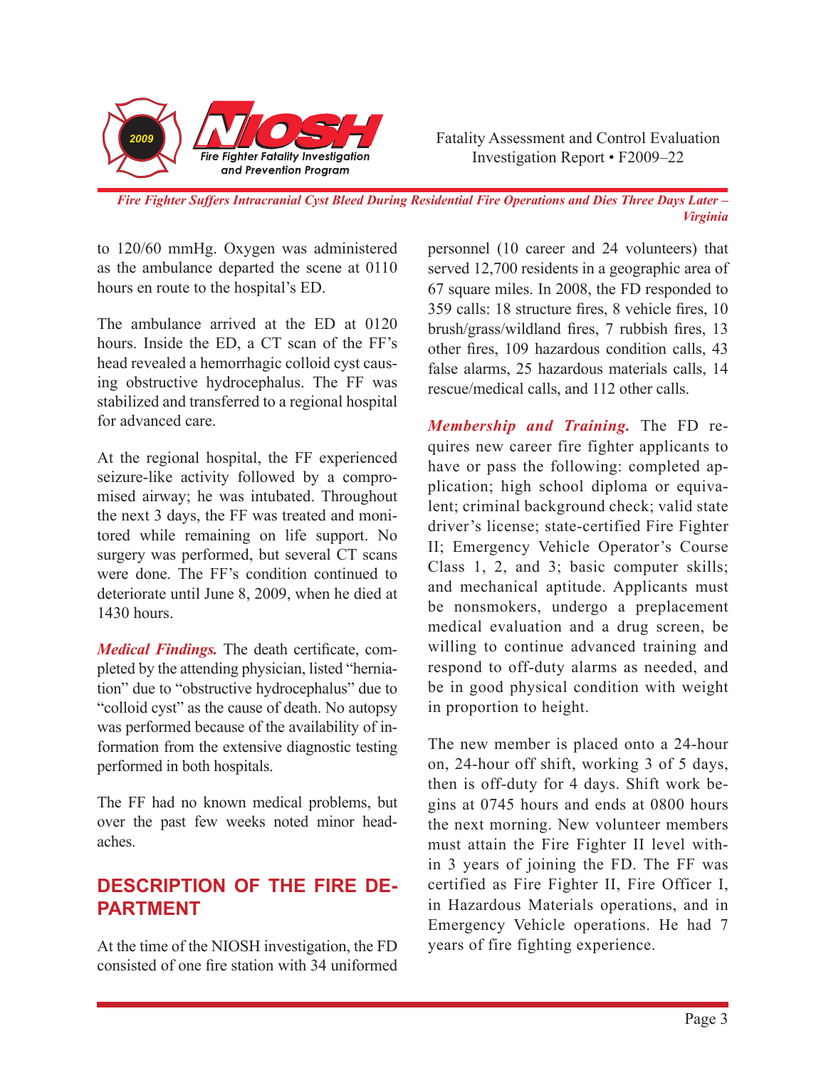to 120/60 mmHg. Oxygen was administered as the ambulance departed the scene at 0110 hours en route to the hospital's ED.

The ambulance arrived at the ED at 0120 hours. Inside the ED, a CT scan of the FF's head revealed a hemorrhagic colloid cyst causing obstructive hydrocephalus. The FF was stabilized and transferred to a regional hospital for advanced care.

At the regional hospital, the FF experienced seizure-like activity followed by a compromised airway; he was intubated. Throughout the next 3 days, the FF was treated and monitored while remaining on life support. No surgery was performed, but several CT scans were done. The FF's condition continued to deteriorate until June 8, 2009, when he died at 1430 hours.

***Medical Findings.*** The death certificate, completed by the attending physician, listed "herniation" due to "obstructive hydrocephalus" due to "colloid cyst" as the cause of death. No autopsy was performed because of the availability of information from the extensive diagnostic testing performed in both hospitals.

The FF had no known medical problems, but over the past few weeks noted minor headaches.

## DESCRIPTION OF THE FIRE DEPARTMENT

At the time of the NIOSH investigation, the FD consisted of one fire station with 34 uniformed personnel (10 career and 24 volunteers) that served 12,700 residents in a geographic area of 67 square miles. In 2008, the FD responded to 359 calls: 18 structure fires, 8 vehicle fires, 10 brush/grass/wildland fires, 7 rubbish fires, 13 other fires, 109 hazardous condition calls, 43 false alarms, 25 hazardous materials calls, 14 rescue/medical calls, and 112 other calls.

***Membership and Training.*** The FD requires new career fire fighter applicants to have or pass the following: completed application; high school diploma or equivalent; criminal background check; valid state driver's license; state-certified Fire Fighter II; Emergency Vehicle Operator's Course Class 1, 2, and 3; basic computer skills; and mechanical aptitude. Applicants must be nonsmokers, undergo a preplacement medical evaluation and a drug screen, be willing to continue advanced training and respond to off-duty alarms as needed, and be in good physical condition with weight in proportion to height.

The new member is placed onto a 24-hour on, 24-hour off shift, working 3 of 5 days, then is off-duty for 4 days. Shift work begins at 0745 hours and ends at 0800 hours the next morning. New volunteer members must attain the Fire Fighter II level within 3 years of joining the FD. The FF was certified as Fire Fighter II, Fire Officer I, in Hazardous Materials operations, and in Emergency Vehicle operations. He had 7 years of fire fighting experience.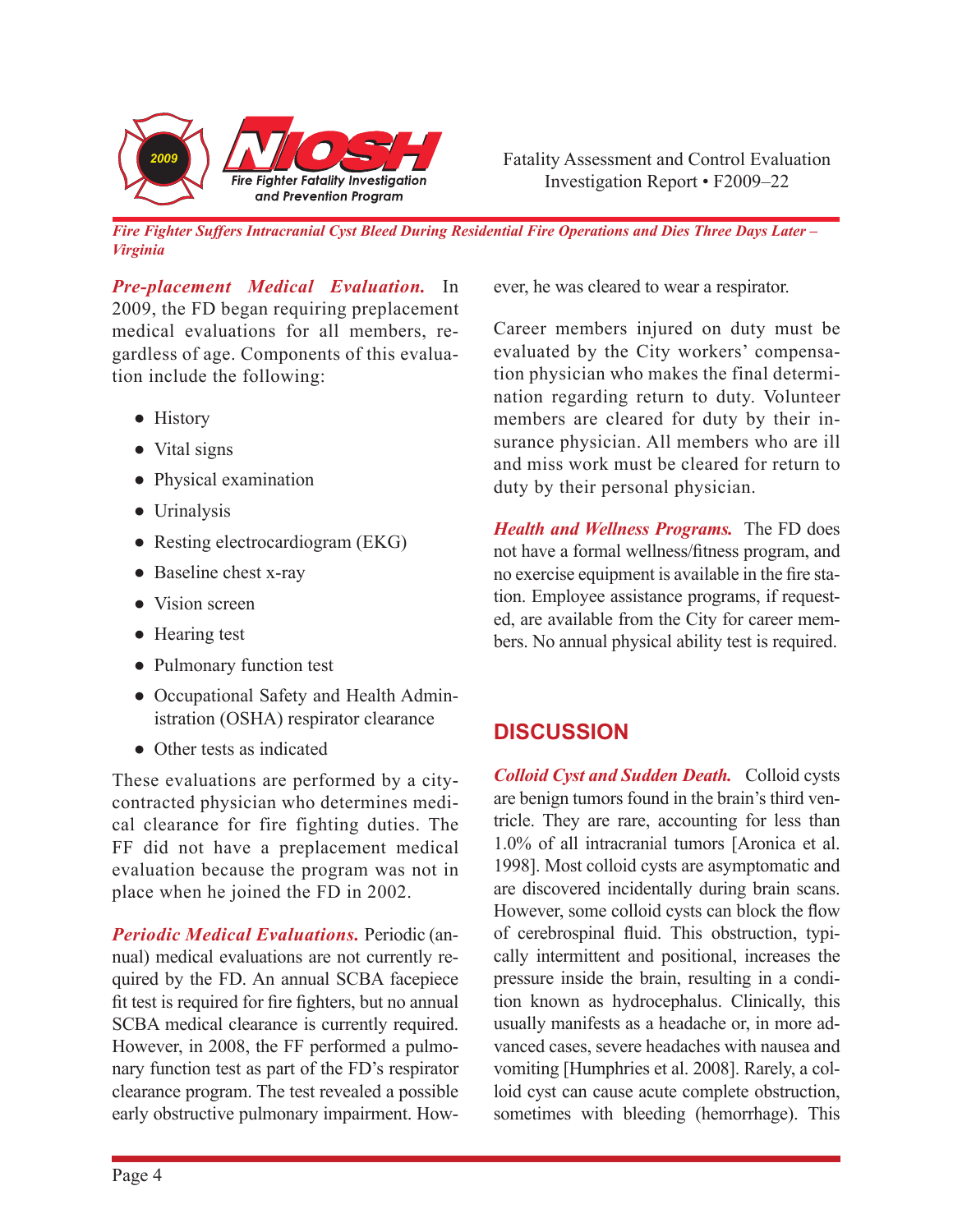***Pre-placement Medical Evaluation.*** In 2009, the FD began requiring preplacement medical evaluations for all members, regardless of age. Components of this evaluation include the following:

- History
- Vital signs
- Physical examination
- Urinalysis
- Resting electrocardiogram (EKG)
- Baseline chest x-ray
- Vision screen
- Hearing test
- Pulmonary function test
- Occupational Safety and Health Administration (OSHA) respirator clearance
- Other tests as indicated

These evaluations are performed by a city-contracted physician who determines medical clearance for fire fighting duties. The FF did not have a preplacement medical evaluation because the program was not in place when he joined the FD in 2002.

***Periodic Medical Evaluations.*** Periodic (annual) medical evaluations are not currently required by the FD. An annual SCBA facepiece fit test is required for fire fighters, but no annual SCBA medical clearance is currently required. However, in 2008, the FF performed a pulmonary function test as part of the FD's respirator clearance program. The test revealed a possible early obstructive pulmonary impairment. However, he was cleared to wear a respirator.

Career members injured on duty must be evaluated by the City workers' compensation physician who makes the final determination regarding return to duty. Volunteer members are cleared for duty by their insurance physician. All members who are ill and miss work must be cleared for return to duty by their personal physician.

***Health and Wellness Programs.*** The FD does not have a formal wellness/fitness program, and no exercise equipment is available in the fire station. Employee assistance programs, if requested, are available from the City for career members. No annual physical ability test is required.

## DISCUSSION

***Colloid Cyst and Sudden Death.*** Colloid cysts are benign tumors found in the brain's third ventricle. They are rare, accounting for less than 1.0% of all intracranial tumors [Aronica et al. 1998]. Most colloid cysts are asymptomatic and are discovered incidentally during brain scans. However, some colloid cysts can block the flow of cerebrospinal fluid. This obstruction, typically intermittent and positional, increases the pressure inside the brain, resulting in a condition known as hydrocephalus. Clinically, this usually manifests as a headache or, in more advanced cases, severe headaches with nausea and vomiting [Humphries et al. 2008]. Rarely, a colloid cyst can cause acute complete obstruction, sometimes with bleeding (hemorrhage). This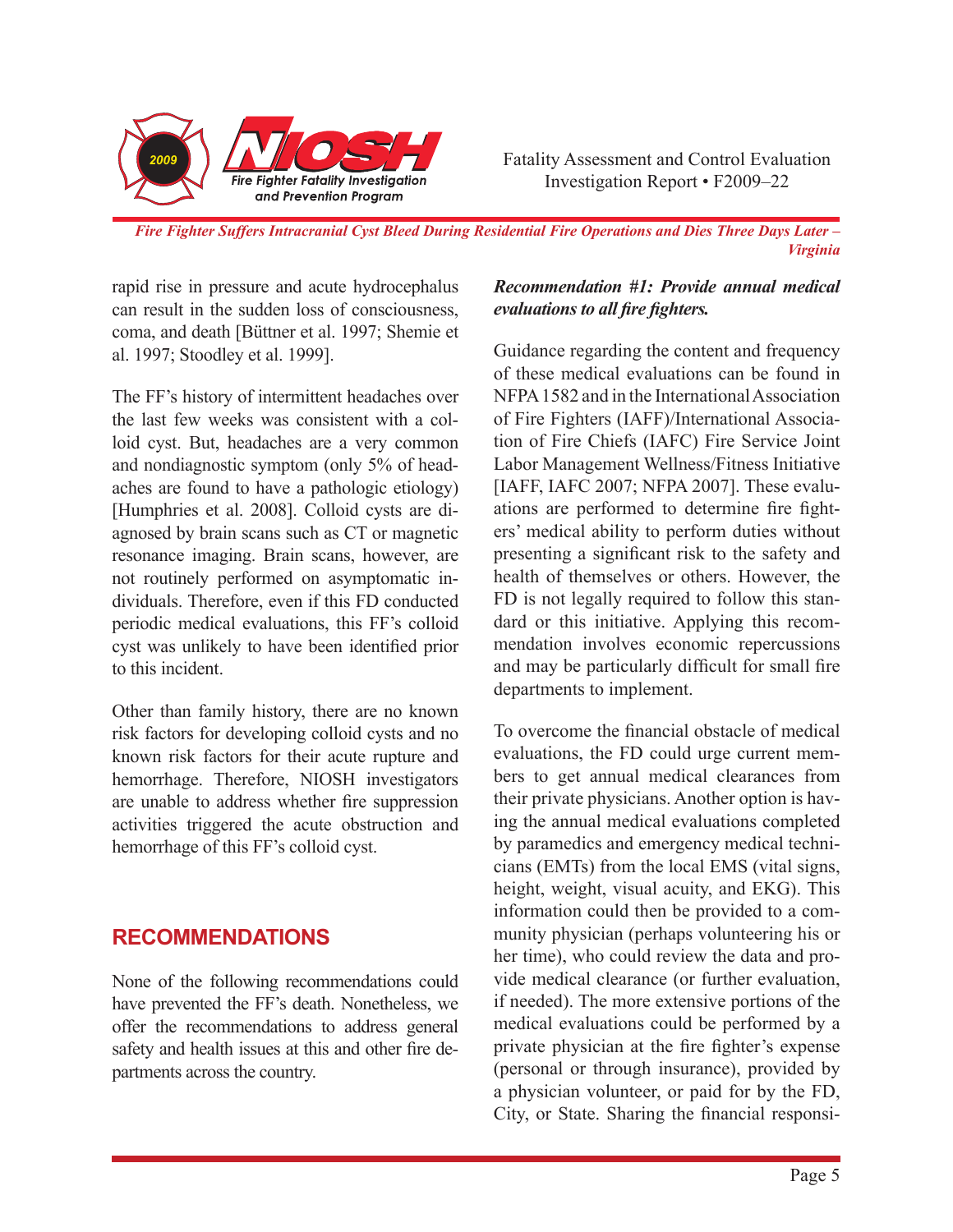rapid rise in pressure and acute hydrocephalus can result in the sudden loss of consciousness, coma, and death [Büttner et al. 1997; Shemie et al. 1997; Stoodley et al. 1999].

The FF's history of intermittent headaches over the last few weeks was consistent with a colloid cyst. But, headaches are a very common and nondiagnostic symptom (only 5% of headaches are found to have a pathologic etiology) [Humphries et al. 2008]. Colloid cysts are diagnosed by brain scans such as CT or magnetic resonance imaging. Brain scans, however, are not routinely performed on asymptomatic individuals. Therefore, even if this FD conducted periodic medical evaluations, this FF's colloid cyst was unlikely to have been identified prior to this incident.

Other than family history, there are no known risk factors for developing colloid cysts and no known risk factors for their acute rupture and hemorrhage. Therefore, NIOSH investigators are unable to address whether fire suppression activities triggered the acute obstruction and hemorrhage of this FF's colloid cyst.

## RECOMMENDATIONS

None of the following recommendations could have prevented the FF's death. Nonetheless, we offer the recommendations to address general safety and health issues at this and other fire departments across the country.

***Recommendation #1: Provide annual medical evaluations to all fire fighters.***

Guidance regarding the content and frequency of these medical evaluations can be found in NFPA 1582 and in the International Association of Fire Fighters (IAFF)/International Association of Fire Chiefs (IAFC) Fire Service Joint Labor Management Wellness/Fitness Initiative [IAFF, IAFC 2007; NFPA 2007]. These evaluations are performed to determine fire fighters' medical ability to perform duties without presenting a significant risk to the safety and health of themselves or others. However, the FD is not legally required to follow this standard or this initiative. Applying this recommendation involves economic repercussions and may be particularly difficult for small fire departments to implement.

To overcome the financial obstacle of medical evaluations, the FD could urge current members to get annual medical clearances from their private physicians. Another option is having the annual medical evaluations completed by paramedics and emergency medical technicians (EMTs) from the local EMS (vital signs, height, weight, visual acuity, and EKG). This information could then be provided to a community physician (perhaps volunteering his or her time), who could review the data and provide medical clearance (or further evaluation, if needed). The more extensive portions of the medical evaluations could be performed by a private physician at the fire fighter's expense (personal or through insurance), provided by a physician volunteer, or paid for by the FD, City, or State. Sharing the financial responsi-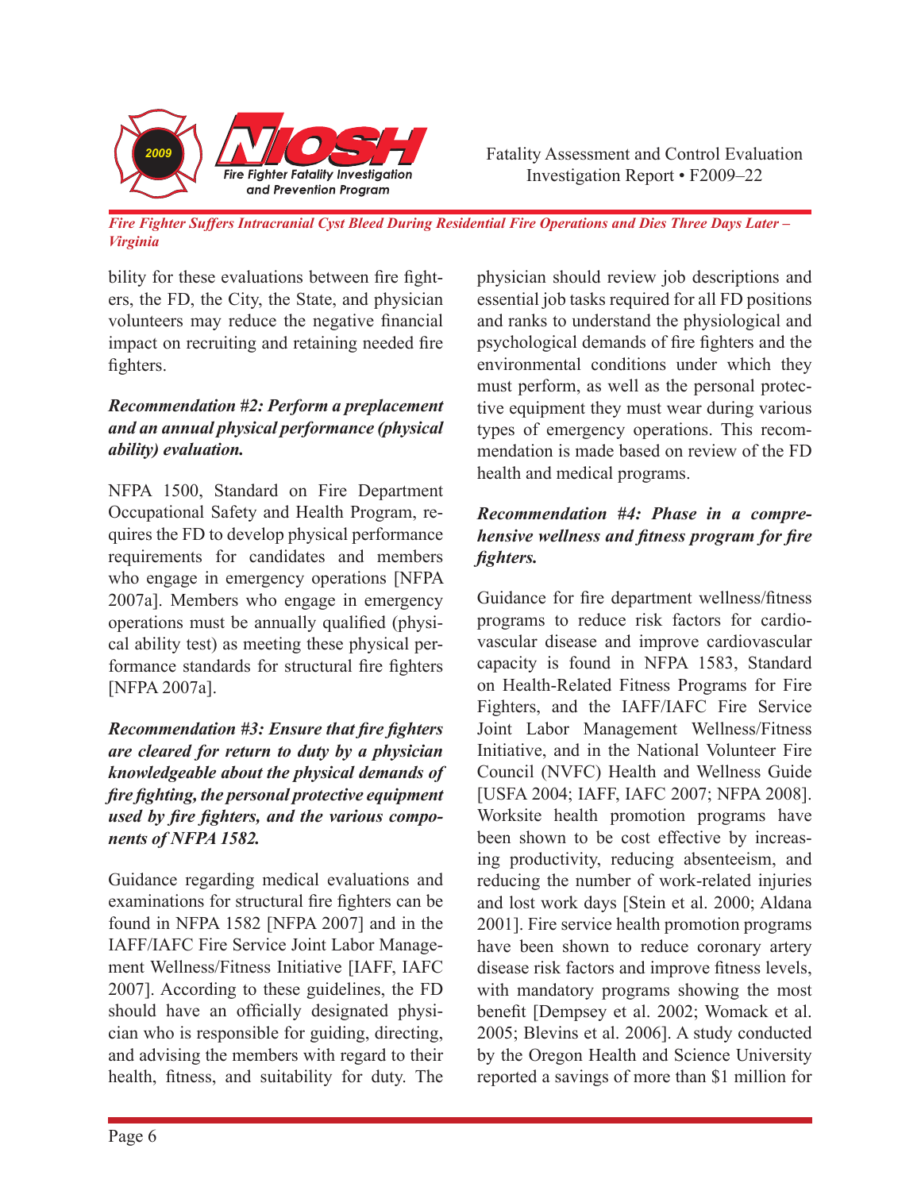bility for these evaluations between fire fighters, the FD, the City, the State, and physician volunteers may reduce the negative financial impact on recruiting and retaining needed fire fighters.

***Recommendation #2: Perform a preplacement and an annual physical performance (physical ability) evaluation.***

NFPA 1500, Standard on Fire Department Occupational Safety and Health Program, requires the FD to develop physical performance requirements for candidates and members who engage in emergency operations [NFPA 2007a]. Members who engage in emergency operations must be annually qualified (physical ability test) as meeting these physical performance standards for structural fire fighters [NFPA 2007a].

***Recommendation #3: Ensure that fire fighters are cleared for return to duty by a physician knowledgeable about the physical demands of fire fighting, the personal protective equipment used by fire fighters, and the various components of NFPA 1582.***

Guidance regarding medical evaluations and examinations for structural fire fighters can be found in NFPA 1582 [NFPA 2007] and in the IAFF/IAFC Fire Service Joint Labor Management Wellness/Fitness Initiative [IAFF, IAFC 2007]. According to these guidelines, the FD should have an officially designated physician who is responsible for guiding, directing, and advising the members with regard to their health, fitness, and suitability for duty. The physician should review job descriptions and essential job tasks required for all FD positions and ranks to understand the physiological and psychological demands of fire fighters and the environmental conditions under which they must perform, as well as the personal protective equipment they must wear during various types of emergency operations. This recommendation is made based on review of the FD health and medical programs.

***Recommendation #4: Phase in a comprehensive wellness and fitness program for fire fighters.***

Guidance for fire department wellness/fitness programs to reduce risk factors for cardiovascular disease and improve cardiovascular capacity is found in NFPA 1583, Standard on Health-Related Fitness Programs for Fire Fighters, and the IAFF/IAFC Fire Service Joint Labor Management Wellness/Fitness Initiative, and in the National Volunteer Fire Council (NVFC) Health and Wellness Guide [USFA 2004; IAFF, IAFC 2007; NFPA 2008]. Worksite health promotion programs have been shown to be cost effective by increasing productivity, reducing absenteeism, and reducing the number of work-related injuries and lost work days [Stein et al. 2000; Aldana 2001]. Fire service health promotion programs have been shown to reduce coronary artery disease risk factors and improve fitness levels, with mandatory programs showing the most benefit [Dempsey et al. 2002; Womack et al. 2005; Blevins et al. 2006]. A study conducted by the Oregon Health and Science University reported a savings of more than $1 million for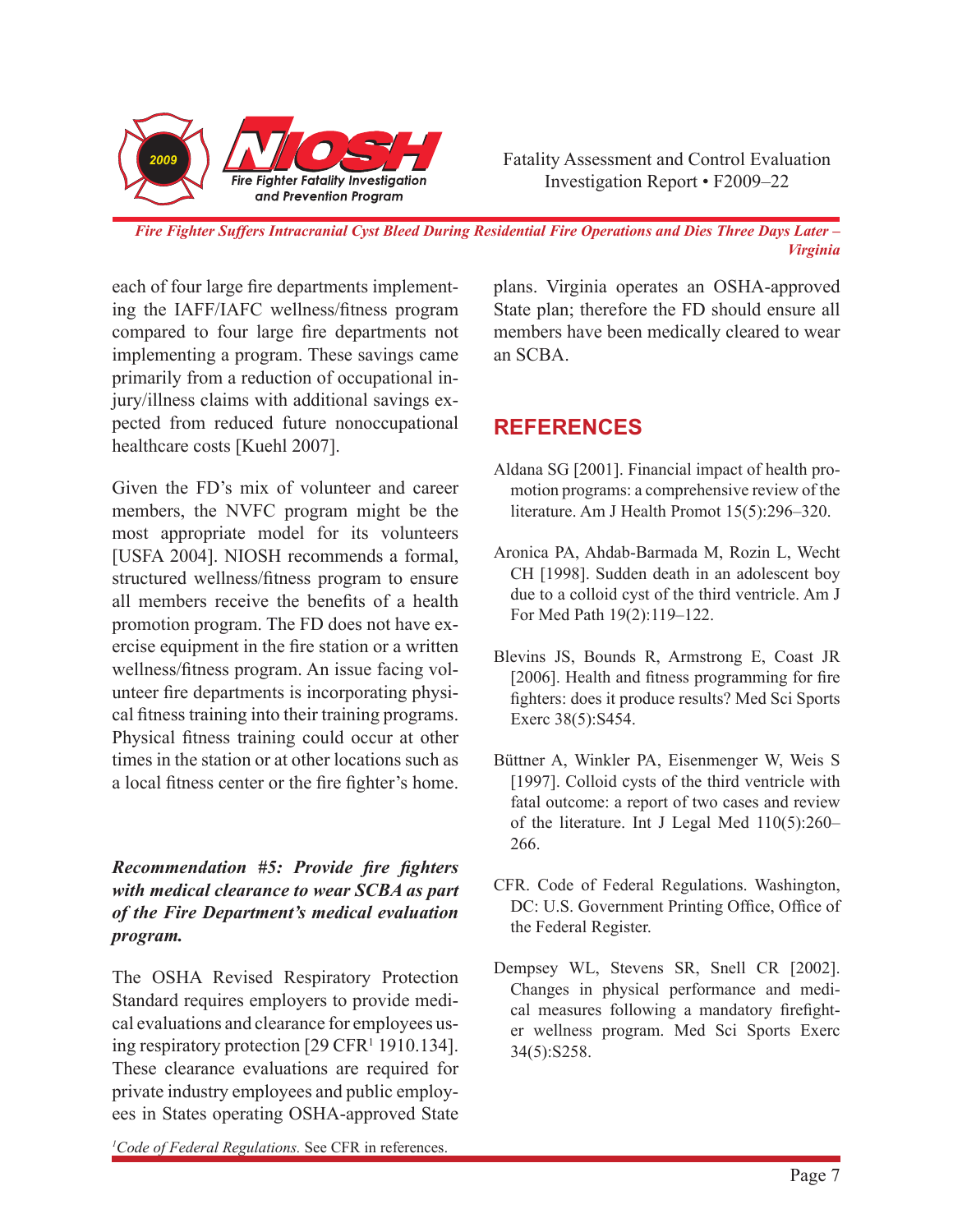each of four large fire departments implementing the IAFF/IAFC wellness/fitness program compared to four large fire departments not implementing a program. These savings came primarily from a reduction of occupational injury/illness claims with additional savings expected from reduced future nonoccupational healthcare costs [Kuehl 2007].

Given the FD's mix of volunteer and career members, the NVFC program might be the most appropriate model for its volunteers [USFA 2004]. NIOSH recommends a formal, structured wellness/fitness program to ensure all members receive the benefits of a health promotion program. The FD does not have exercise equipment in the fire station or a written wellness/fitness program. An issue facing volunteer fire departments is incorporating physical fitness training into their training programs. Physical fitness training could occur at other times in the station or at other locations such as a local fitness center or the fire fighter's home.

***Recommendation #5: Provide fire fighters with medical clearance to wear SCBA as part of the Fire Department's medical evaluation program.***

The OSHA Revised Respiratory Protection Standard requires employers to provide medical evaluations and clearance for employees using respiratory protection [29 CFR[1] 1910.134]. These clearance evaluations are required for private industry employees and public employees in States operating OSHA-approved State plans. Virginia operates an OSHA-approved State plan; therefore the FD should ensure all members have been medically cleared to wear an SCBA.

[1]*Code of Federal Regulations.* See CFR in references.

## REFERENCES

Aldana SG [2001]. Financial impact of health promotion programs: a comprehensive review of the literature. Am J Health Promot 15(5):296–320.

Aronica PA, Ahdab-Barmada M, Rozin L, Wecht CH [1998]. Sudden death in an adolescent boy due to a colloid cyst of the third ventricle. Am J For Med Path 19(2):119–122.

Blevins JS, Bounds R, Armstrong E, Coast JR [2006]. Health and fitness programming for fire fighters: does it produce results? Med Sci Sports Exerc 38(5):S454.

Büttner A, Winkler PA, Eisenmenger W, Weis S [1997]. Colloid cysts of the third ventricle with fatal outcome: a report of two cases and review of the literature. Int J Legal Med 110(5):260–266.

CFR. Code of Federal Regulations. Washington, DC: U.S. Government Printing Office, Office of the Federal Register.

Dempsey WL, Stevens SR, Snell CR [2002]. Changes in physical performance and medical measures following a mandatory firefighter wellness program. Med Sci Sports Exerc 34(5):S258.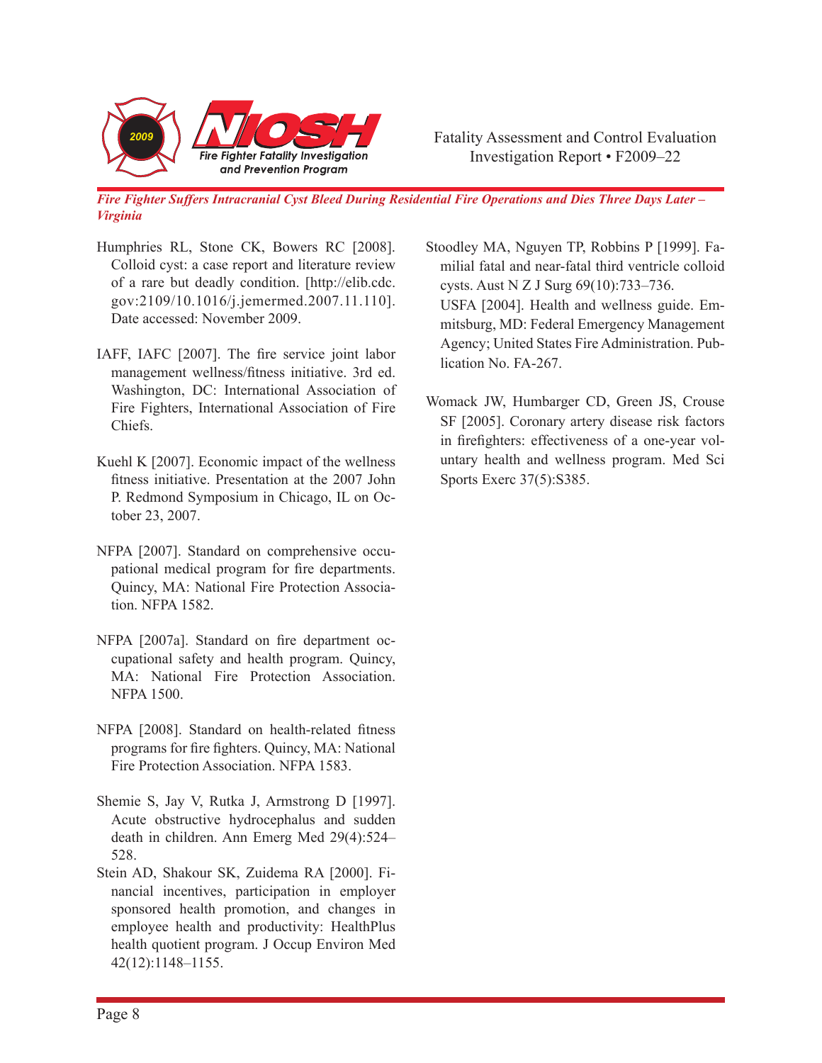Humphries RL, Stone CK, Bowers RC [2008]. Colloid cyst: a case report and literature review of a rare but deadly condition. [http://elib.cdc.gov:2109/10.1016/j.jemermed.2007.11.110]. Date accessed: November 2009.

IAFF, IAFC [2007]. The fire service joint labor management wellness/fitness initiative. 3rd ed. Washington, DC: International Association of Fire Fighters, International Association of Fire Chiefs.

Kuehl K [2007]. Economic impact of the wellness fitness initiative. Presentation at the 2007 John P. Redmond Symposium in Chicago, IL on October 23, 2007.

NFPA [2007]. Standard on comprehensive occupational medical program for fire departments. Quincy, MA: National Fire Protection Association. NFPA 1582.

NFPA [2007a]. Standard on fire department occupational safety and health program. Quincy, MA: National Fire Protection Association. NFPA 1500.

NFPA [2008]. Standard on health-related fitness programs for fire fighters. Quincy, MA: National Fire Protection Association. NFPA 1583.

Shemie S, Jay V, Rutka J, Armstrong D [1997]. Acute obstructive hydrocephalus and sudden death in children. Ann Emerg Med 29(4):524–528.

Stein AD, Shakour SK, Zuidema RA [2000]. Financial incentives, participation in employer sponsored health promotion, and changes in employee health and productivity: HealthPlus health quotient program. J Occup Environ Med 42(12):1148–1155.

Stoodley MA, Nguyen TP, Robbins P [1999]. Familial fatal and near-fatal third ventricle colloid cysts. Aust N Z J Surg 69(10):733–736.

USFA [2004]. Health and wellness guide. Emmitsburg, MD: Federal Emergency Management Agency; United States Fire Administration. Publication No. FA-267.

Womack JW, Humbarger CD, Green JS, Crouse SF [2005]. Coronary artery disease risk factors in firefighters: effectiveness of a one-year voluntary health and wellness program. Med Sci Sports Exerc 37(5):S385.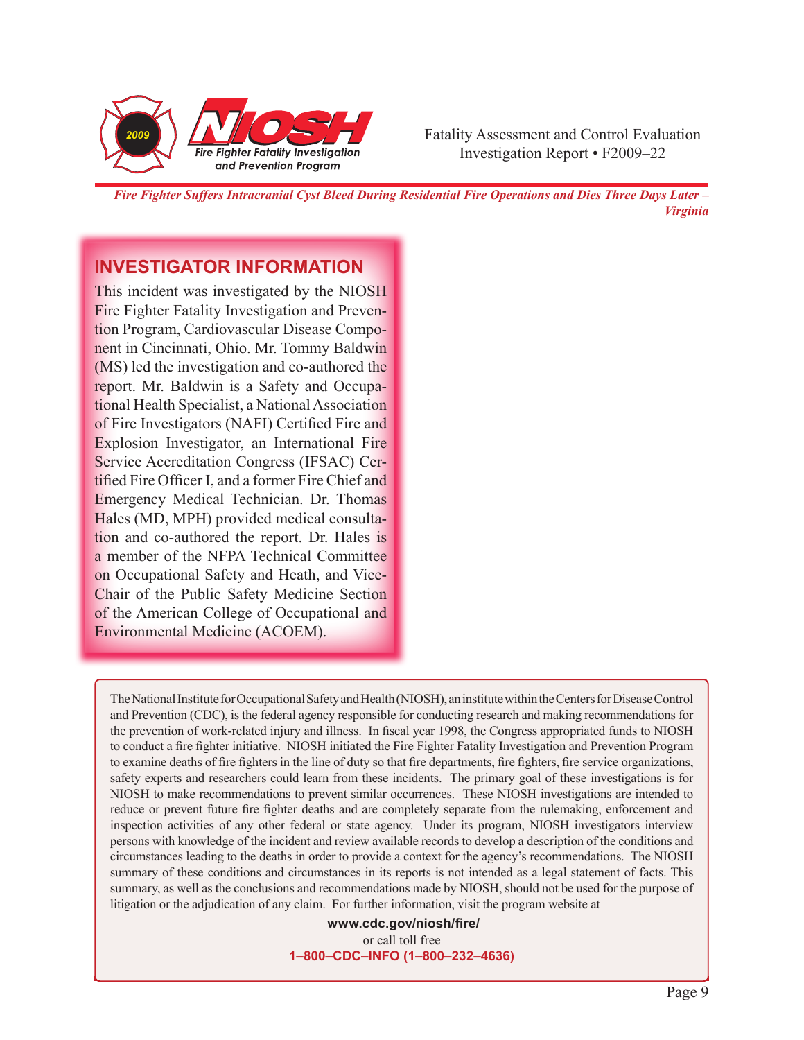## INVESTIGATOR INFORMATION

This incident was investigated by the NIOSH Fire Fighter Fatality Investigation and Prevention Program, Cardiovascular Disease Component in Cincinnati, Ohio. Mr. Tommy Baldwin (MS) led the investigation and co-authored the report. Mr. Baldwin is a Safety and Occupational Health Specialist, a National Association of Fire Investigators (NAFI) Certified Fire and Explosion Investigator, an International Fire Service Accreditation Congress (IFSAC) Certified Fire Officer I, and a former Fire Chief and Emergency Medical Technician. Dr. Thomas Hales (MD, MPH) provided medical consultation and co-authored the report. Dr. Hales is a member of the NFPA Technical Committee on Occupational Safety and Heath, and Vice-Chair of the Public Safety Medicine Section of the American College of Occupational and Environmental Medicine (ACOEM).

The National Institute for Occupational Safety and Health (NIOSH), an institute within the Centers for Disease Control and Prevention (CDC), is the federal agency responsible for conducting research and making recommendations for the prevention of work-related injury and illness. In fiscal year 1998, the Congress appropriated funds to NIOSH to conduct a fire fighter initiative. NIOSH initiated the Fire Fighter Fatality Investigation and Prevention Program to examine deaths of fire fighters in the line of duty so that fire departments, fire fighters, fire service organizations, safety experts and researchers could learn from these incidents. The primary goal of these investigations is for NIOSH to make recommendations to prevent similar occurrences. These NIOSH investigations are intended to reduce or prevent future fire fighter deaths and are completely separate from the rulemaking, enforcement and inspection activities of any other federal or state agency. Under its program, NIOSH investigators interview persons with knowledge of the incident and review available records to develop a description of the conditions and circumstances leading to the deaths in order to provide a context for the agency's recommendations. The NIOSH summary of these conditions and circumstances in its reports is not intended as a legal statement of facts. This summary, as well as the conclusions and recommendations made by NIOSH, should not be used for the purpose of litigation or the adjudication of any claim. For further information, visit the program website at

**www.cdc.gov/niosh/fire/**

or call toll free

**1–800–CDC–INFO (1–800–232–4636)**